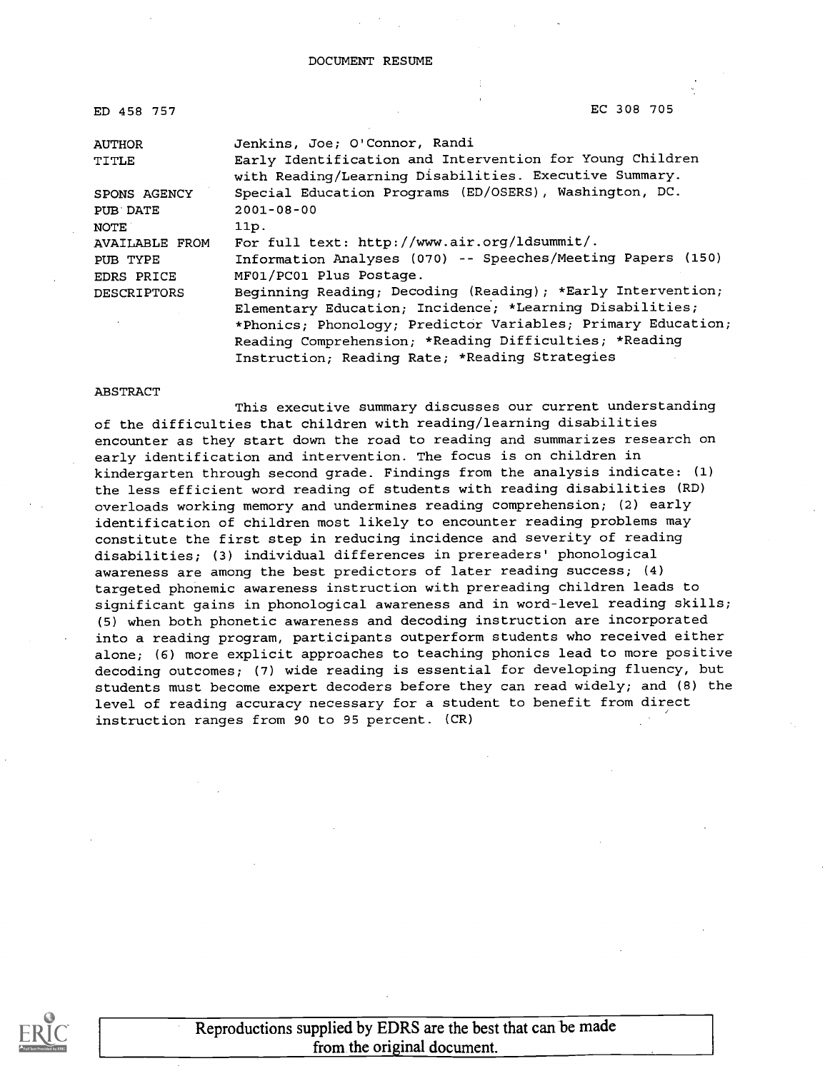DOCUMENT RESUME

ED 458 757 EC 308 705

| | |
|---|---|
| AUTHOR | Jenkins, Joe; O'Connor, Randi |
| TITLE | Early Identification and Intervention for Young Children with Reading/Learning Disabilities. Executive Summary. |
| SPONS AGENCY | Special Education Programs (ED/OSERS), Washington, DC. |
| PUB DATE | 2001-08-00 |
| NOTE | 11p. |
| AVAILABLE FROM | For full text: http://www.air.org/ldsummit/. |
| PUB TYPE | Information Analyses (070) -- Speeches/Meeting Papers (150) |
| EDRS PRICE | MF01/PC01 Plus Postage. |
| DESCRIPTORS | Beginning Reading; Decoding (Reading); *Early Intervention; Elementary Education; Incidence; *Learning Disabilities; *Phonics; Phonology; Predictor Variables; Primary Education; Reading Comprehension; *Reading Difficulties; *Reading Instruction; Reading Rate; *Reading Strategies |

ABSTRACT

This executive summary discusses our current understanding of the difficulties that children with reading/learning disabilities encounter as they start down the road to reading and summarizes research on early identification and intervention. The focus is on children in kindergarten through second grade. Findings from the analysis indicate: (1) the less efficient word reading of students with reading disabilities (RD) overloads working memory and undermines reading comprehension; (2) early identification of children most likely to encounter reading problems may constitute the first step in reducing incidence and severity of reading disabilities; (3) individual differences in prereaders' phonological awareness are among the best predictors of later reading success; (4) targeted phonemic awareness instruction with prereading children leads to significant gains in phonological awareness and in word-level reading skills; (5) when both phonetic awareness and decoding instruction are incorporated into a reading program, participants outperform students who received either alone; (6) more explicit approaches to teaching phonics lead to more positive decoding outcomes; (7) wide reading is essential for developing fluency, but students must become expert decoders before they can read widely; and (8) the level of reading accuracy necessary for a student to benefit from direct instruction ranges from 90 to 95 percent. (CR)

Reproductions supplied by EDRS are the best that can be made from the original document.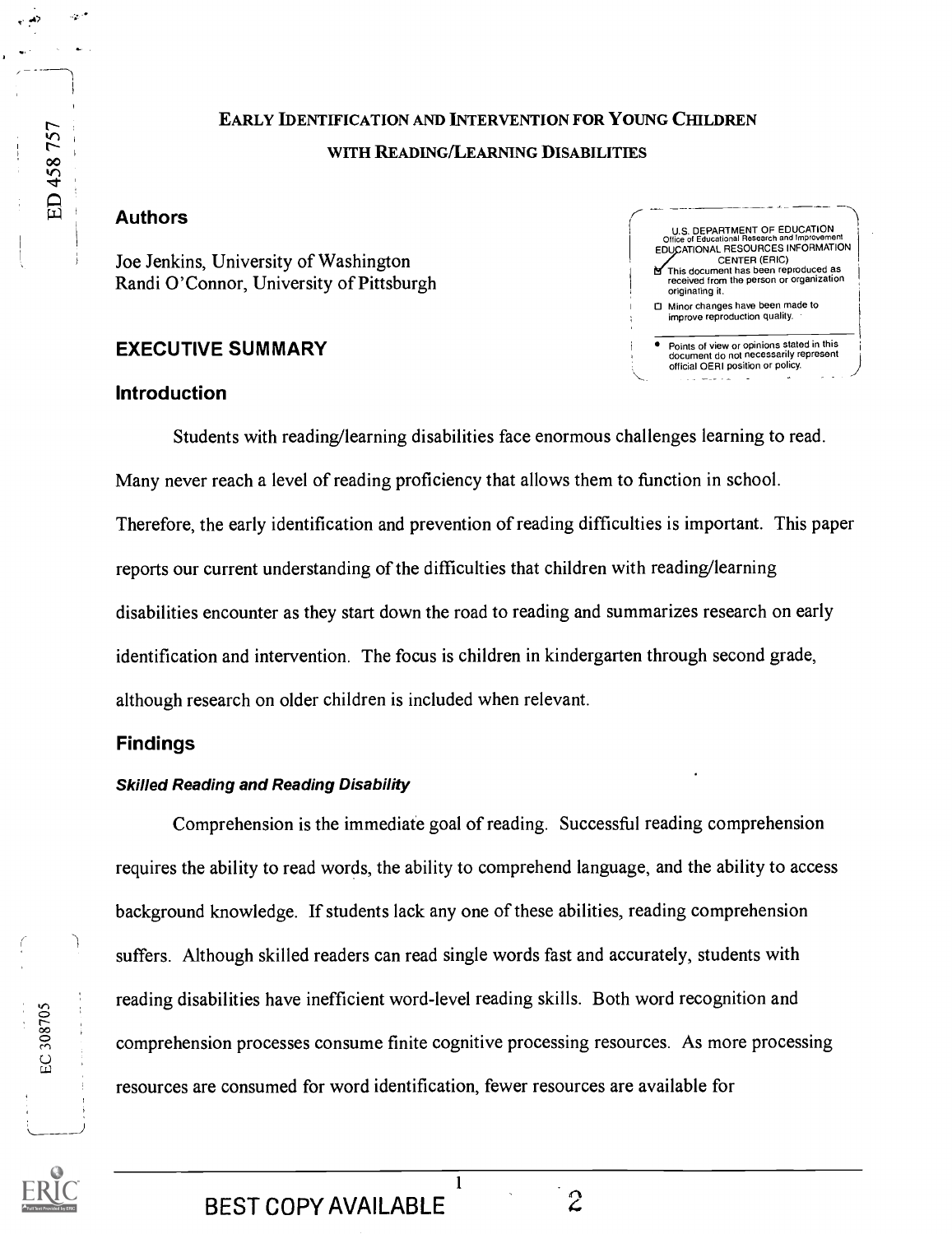# EARLY IDENTIFICATION AND INTERVENTION FOR YOUNG CHILDREN WITH READING/LEARNING DISABILITIES

## Authors

Joe Jenkins, University of Washington
Randi O'Connor, University of Pittsburgh

## EXECUTIVE SUMMARY

### Introduction

Students with reading/learning disabilities face enormous challenges learning to read. Many never reach a level of reading proficiency that allows them to function in school. Therefore, the early identification and prevention of reading difficulties is important. This paper reports our current understanding of the difficulties that children with reading/learning disabilities encounter as they start down the road to reading and summarizes research on early identification and intervention. The focus is children in kindergarten through second grade, although research on older children is included when relevant.

### Findings

#### *Skilled Reading and Reading Disability*

Comprehension is the immediate goal of reading. Successful reading comprehension requires the ability to read words, the ability to comprehend language, and the ability to access background knowledge. If students lack any one of these abilities, reading comprehension suffers. Although skilled readers can read single words fast and accurately, students with reading disabilities have inefficient word-level reading skills. Both word recognition and comprehension processes consume finite cognitive processing resources. As more processing resources are consumed for word identification, fewer resources are available for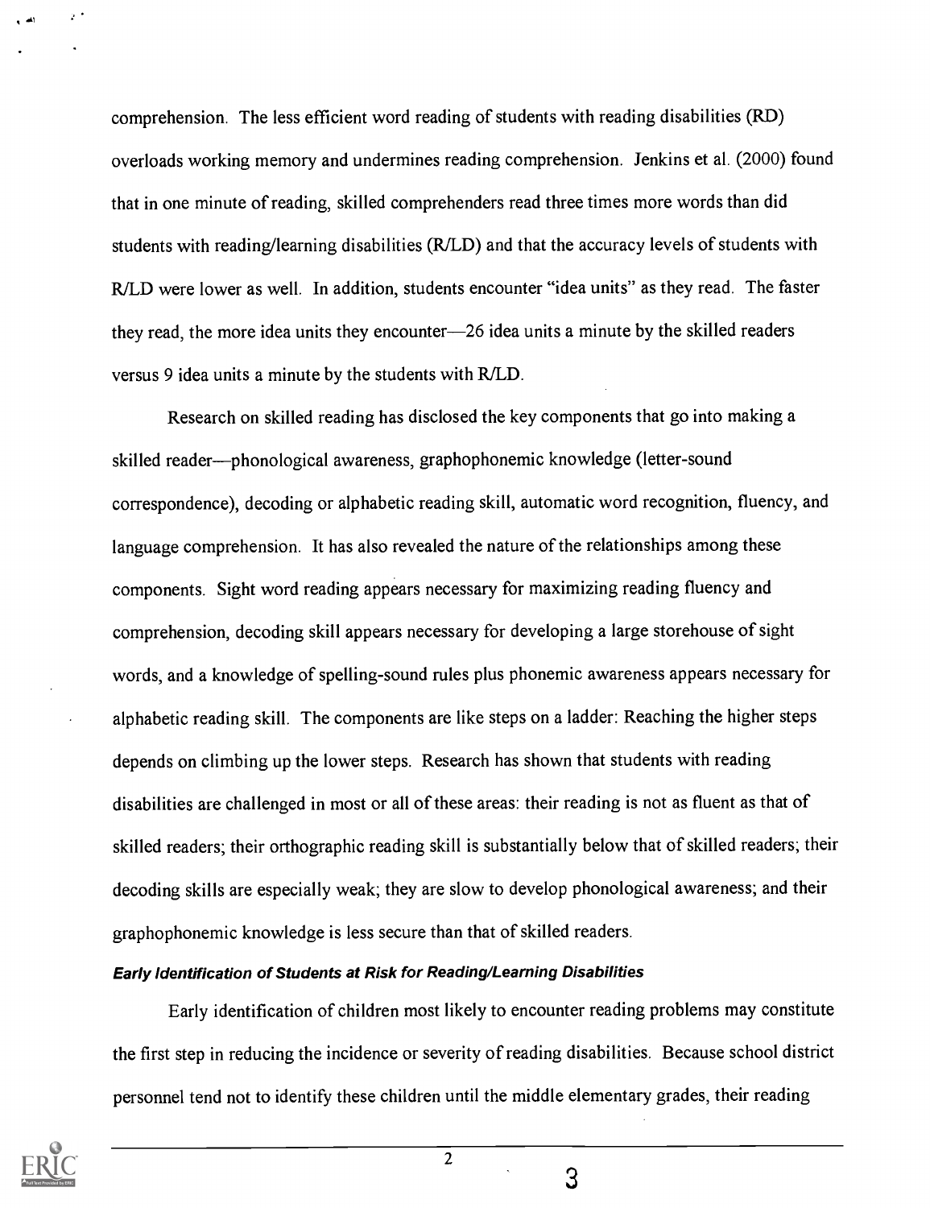comprehension. The less efficient word reading of students with reading disabilities (RD) overloads working memory and undermines reading comprehension. Jenkins et al. (2000) found that in one minute of reading, skilled comprehenders read three times more words than did students with reading/learning disabilities (R/LD) and that the accuracy levels of students with R/LD were lower as well. In addition, students encounter "idea units" as they read. The faster they read, the more idea units they encounter—26 idea units a minute by the skilled readers versus 9 idea units a minute by the students with R/LD.

Research on skilled reading has disclosed the key components that go into making a skilled reader—phonological awareness, graphophonemic knowledge (letter-sound correspondence), decoding or alphabetic reading skill, automatic word recognition, fluency, and language comprehension. It has also revealed the nature of the relationships among these components. Sight word reading appears necessary for maximizing reading fluency and comprehension, decoding skill appears necessary for developing a large storehouse of sight words, and a knowledge of spelling-sound rules plus phonemic awareness appears necessary for alphabetic reading skill. The components are like steps on a ladder: Reaching the higher steps depends on climbing up the lower steps. Research has shown that students with reading disabilities are challenged in most or all of these areas: their reading is not as fluent as that of skilled readers; their orthographic reading skill is substantially below that of skilled readers; their decoding skills are especially weak; they are slow to develop phonological awareness; and their graphophonemic knowledge is less secure than that of skilled readers.

### ***Early Identification of Students at Risk for Reading/Learning Disabilities***

Early identification of children most likely to encounter reading problems may constitute the first step in reducing the incidence or severity of reading disabilities. Because school district personnel tend not to identify these children until the middle elementary grades, their reading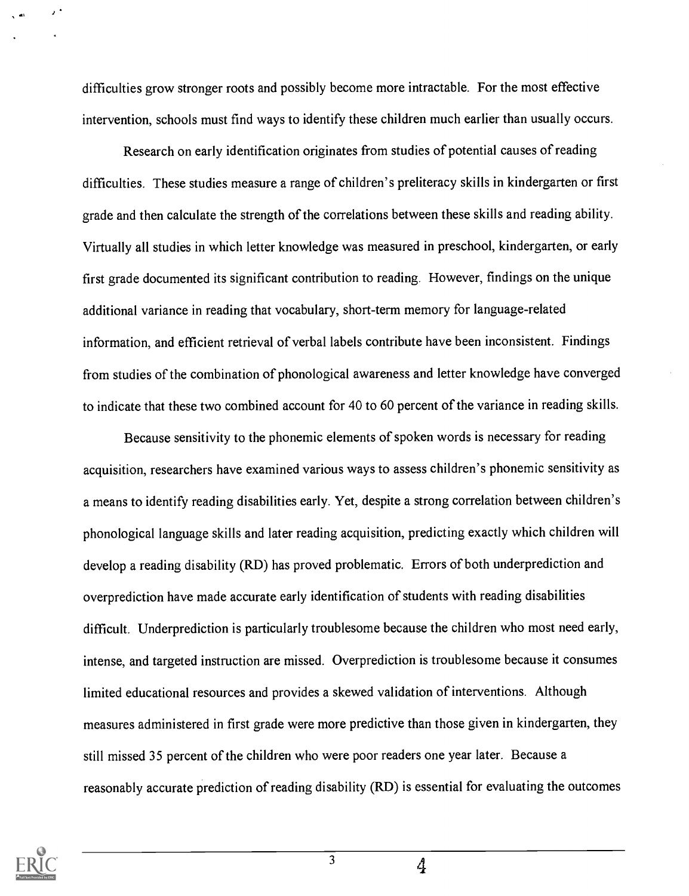difficulties grow stronger roots and possibly become more intractable. For the most effective intervention, schools must find ways to identify these children much earlier than usually occurs.

Research on early identification originates from studies of potential causes of reading difficulties. These studies measure a range of children's preliteracy skills in kindergarten or first grade and then calculate the strength of the correlations between these skills and reading ability. Virtually all studies in which letter knowledge was measured in preschool, kindergarten, or early first grade documented its significant contribution to reading. However, findings on the unique additional variance in reading that vocabulary, short-term memory for language-related information, and efficient retrieval of verbal labels contribute have been inconsistent. Findings from studies of the combination of phonological awareness and letter knowledge have converged to indicate that these two combined account for 40 to 60 percent of the variance in reading skills.

Because sensitivity to the phonemic elements of spoken words is necessary for reading acquisition, researchers have examined various ways to assess children's phonemic sensitivity as a means to identify reading disabilities early. Yet, despite a strong correlation between children's phonological language skills and later reading acquisition, predicting exactly which children will develop a reading disability (RD) has proved problematic. Errors of both underprediction and overprediction have made accurate early identification of students with reading disabilities difficult. Underprediction is particularly troublesome because the children who most need early, intense, and targeted instruction are missed. Overprediction is troublesome because it consumes limited educational resources and provides a skewed validation of interventions. Although measures administered in first grade were more predictive than those given in kindergarten, they still missed 35 percent of the children who were poor readers one year later. Because a reasonably accurate prediction of reading disability (RD) is essential for evaluating the outcomes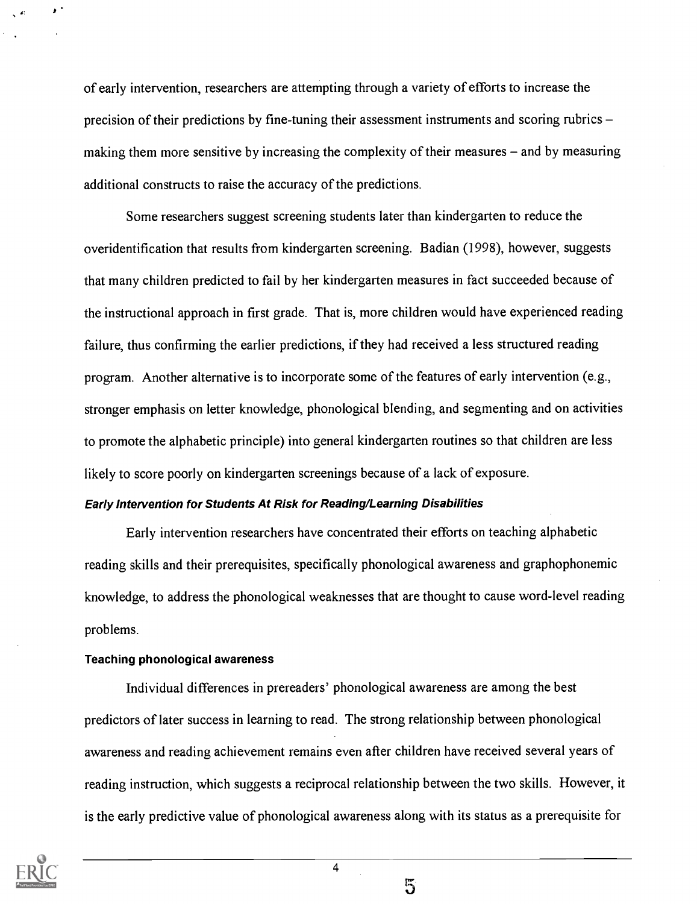of early intervention, researchers are attempting through a variety of efforts to increase the precision of their predictions by fine-tuning their assessment instruments and scoring rubrics – making them more sensitive by increasing the complexity of their measures – and by measuring additional constructs to raise the accuracy of the predictions.

Some researchers suggest screening students later than kindergarten to reduce the overidentification that results from kindergarten screening. Badian (1998), however, suggests that many children predicted to fail by her kindergarten measures in fact succeeded because of the instructional approach in first grade. That is, more children would have experienced reading failure, thus confirming the earlier predictions, if they had received a less structured reading program. Another alternative is to incorporate some of the features of early intervention (e.g., stronger emphasis on letter knowledge, phonological blending, and segmenting and on activities to promote the alphabetic principle) into general kindergarten routines so that children are less likely to score poorly on kindergarten screenings because of a lack of exposure.

### *Early Intervention for Students At Risk for Reading/Learning Disabilities*

Early intervention researchers have concentrated their efforts on teaching alphabetic reading skills and their prerequisites, specifically phonological awareness and graphophonemic knowledge, to address the phonological weaknesses that are thought to cause word-level reading problems.

#### Teaching phonological awareness

Individual differences in prereaders' phonological awareness are among the best predictors of later success in learning to read. The strong relationship between phonological awareness and reading achievement remains even after children have received several years of reading instruction, which suggests a reciprocal relationship between the two skills. However, it is the early predictive value of phonological awareness along with its status as a prerequisite for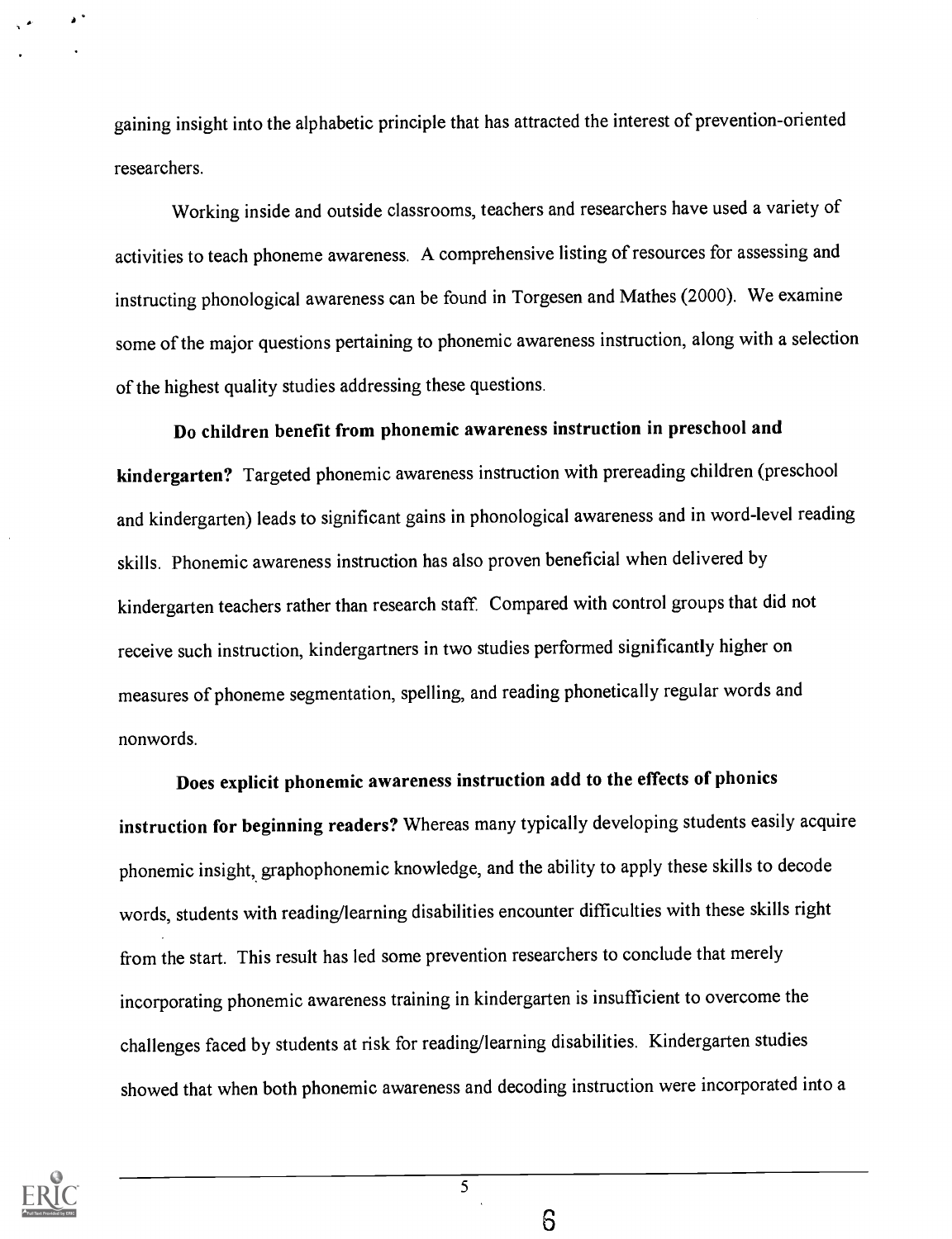gaining insight into the alphabetic principle that has attracted the interest of prevention-oriented researchers.

Working inside and outside classrooms, teachers and researchers have used a variety of activities to teach phoneme awareness. A comprehensive listing of resources for assessing and instructing phonological awareness can be found in Torgesen and Mathes (2000). We examine some of the major questions pertaining to phonemic awareness instruction, along with a selection of the highest quality studies addressing these questions.

**Do children benefit from phonemic awareness instruction in preschool and kindergarten?** Targeted phonemic awareness instruction with prereading children (preschool and kindergarten) leads to significant gains in phonological awareness and in word-level reading skills. Phonemic awareness instruction has also proven beneficial when delivered by kindergarten teachers rather than research staff. Compared with control groups that did not receive such instruction, kindergartners in two studies performed significantly higher on measures of phoneme segmentation, spelling, and reading phonetically regular words and nonwords.

**Does explicit phonemic awareness instruction add to the effects of phonics instruction for beginning readers?** Whereas many typically developing students easily acquire phonemic insight, graphophonemic knowledge, and the ability to apply these skills to decode words, students with reading/learning disabilities encounter difficulties with these skills right from the start. This result has led some prevention researchers to conclude that merely incorporating phonemic awareness training in kindergarten is insufficient to overcome the challenges faced by students at risk for reading/learning disabilities. Kindergarten studies showed that when both phonemic awareness and decoding instruction were incorporated into a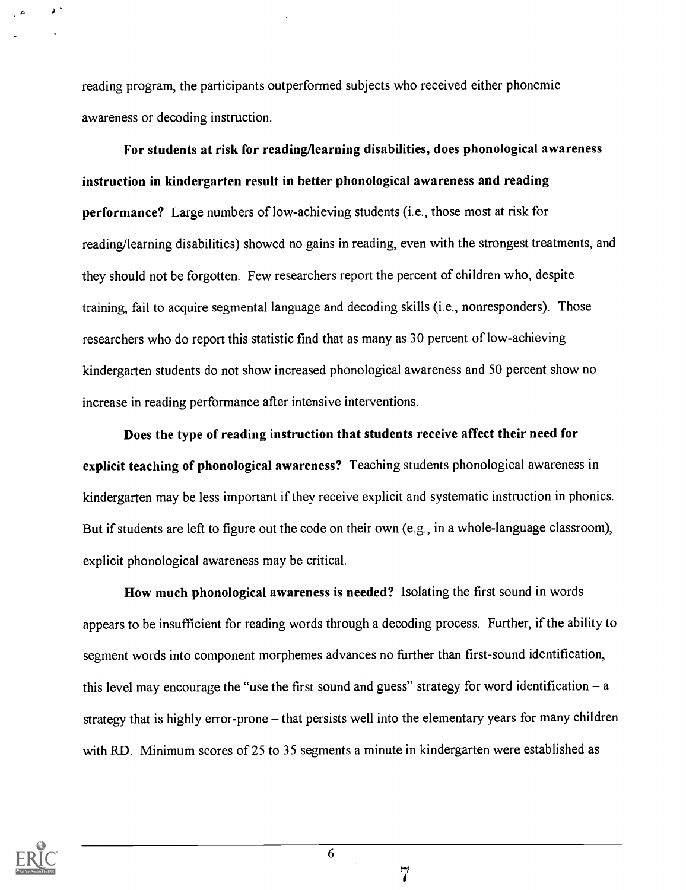reading program, the participants outperformed subjects who received either phonemic awareness or decoding instruction.

**For students at risk for reading/learning disabilities, does phonological awareness instruction in kindergarten result in better phonological awareness and reading performance?** Large numbers of low-achieving students (i.e., those most at risk for reading/learning disabilities) showed no gains in reading, even with the strongest treatments, and they should not be forgotten. Few researchers report the percent of children who, despite training, fail to acquire segmental language and decoding skills (i.e., nonresponders). Those researchers who do report this statistic find that as many as 30 percent of low-achieving kindergarten students do not show increased phonological awareness and 50 percent show no increase in reading performance after intensive interventions.

**Does the type of reading instruction that students receive affect their need for explicit teaching of phonological awareness?** Teaching students phonological awareness in kindergarten may be less important if they receive explicit and systematic instruction in phonics. But if students are left to figure out the code on their own (e.g., in a whole-language classroom), explicit phonological awareness may be critical.

**How much phonological awareness is needed?** Isolating the first sound in words appears to be insufficient for reading words through a decoding process. Further, if the ability to segment words into component morphemes advances no further than first-sound identification, this level may encourage the "use the first sound and guess" strategy for word identification – a strategy that is highly error-prone – that persists well into the elementary years for many children with RD. Minimum scores of 25 to 35 segments a minute in kindergarten were established as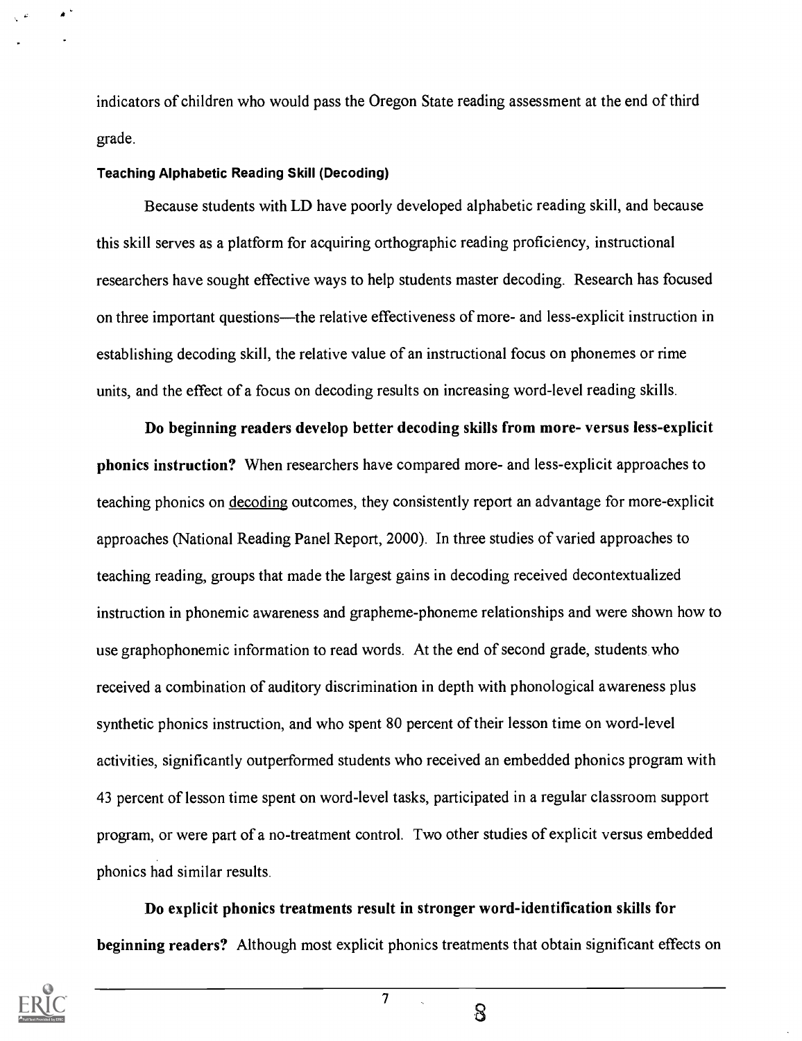indicators of children who would pass the Oregon State reading assessment at the end of third grade.

### Teaching Alphabetic Reading Skill (Decoding)

Because students with LD have poorly developed alphabetic reading skill, and because this skill serves as a platform for acquiring orthographic reading proficiency, instructional researchers have sought effective ways to help students master decoding. Research has focused on three important questions—the relative effectiveness of more- and less-explicit instruction in establishing decoding skill, the relative value of an instructional focus on phonemes or rime units, and the effect of a focus on decoding results on increasing word-level reading skills.

**Do beginning readers develop better decoding skills from more- versus less-explicit phonics instruction?** When researchers have compared more- and less-explicit approaches to teaching phonics on decoding outcomes, they consistently report an advantage for more-explicit approaches (National Reading Panel Report, 2000). In three studies of varied approaches to teaching reading, groups that made the largest gains in decoding received decontextualized instruction in phonemic awareness and grapheme-phoneme relationships and were shown how to use graphophonemic information to read words. At the end of second grade, students who received a combination of auditory discrimination in depth with phonological awareness plus synthetic phonics instruction, and who spent 80 percent of their lesson time on word-level activities, significantly outperformed students who received an embedded phonics program with 43 percent of lesson time spent on word-level tasks, participated in a regular classroom support program, or were part of a no-treatment control. Two other studies of explicit versus embedded phonics had similar results.

**Do explicit phonics treatments result in stronger word-identification skills for beginning readers?** Although most explicit phonics treatments that obtain significant effects on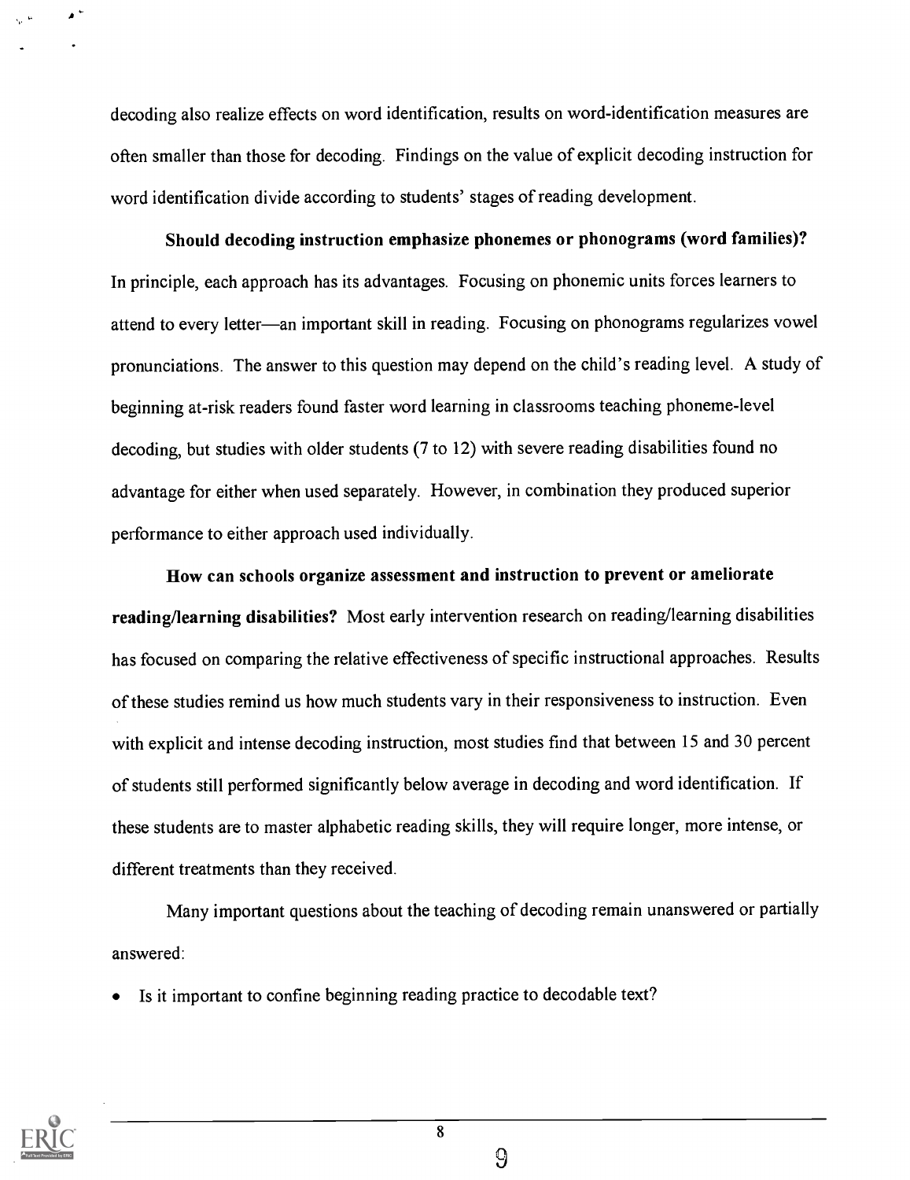decoding also realize effects on word identification, results on word-identification measures are often smaller than those for decoding. Findings on the value of explicit decoding instruction for word identification divide according to students' stages of reading development.

**Should decoding instruction emphasize phonemes or phonograms (word families)?** In principle, each approach has its advantages. Focusing on phonemic units forces learners to attend to every letter—an important skill in reading. Focusing on phonograms regularizes vowel pronunciations. The answer to this question may depend on the child's reading level. A study of beginning at-risk readers found faster word learning in classrooms teaching phoneme-level decoding, but studies with older students (7 to 12) with severe reading disabilities found no advantage for either when used separately. However, in combination they produced superior performance to either approach used individually.

**How can schools organize assessment and instruction to prevent or ameliorate reading/learning disabilities?** Most early intervention research on reading/learning disabilities has focused on comparing the relative effectiveness of specific instructional approaches. Results of these studies remind us how much students vary in their responsiveness to instruction. Even with explicit and intense decoding instruction, most studies find that between 15 and 30 percent of students still performed significantly below average in decoding and word identification. If these students are to master alphabetic reading skills, they will require longer, more intense, or different treatments than they received.

Many important questions about the teaching of decoding remain unanswered or partially answered:

- Is it important to confine beginning reading practice to decodable text?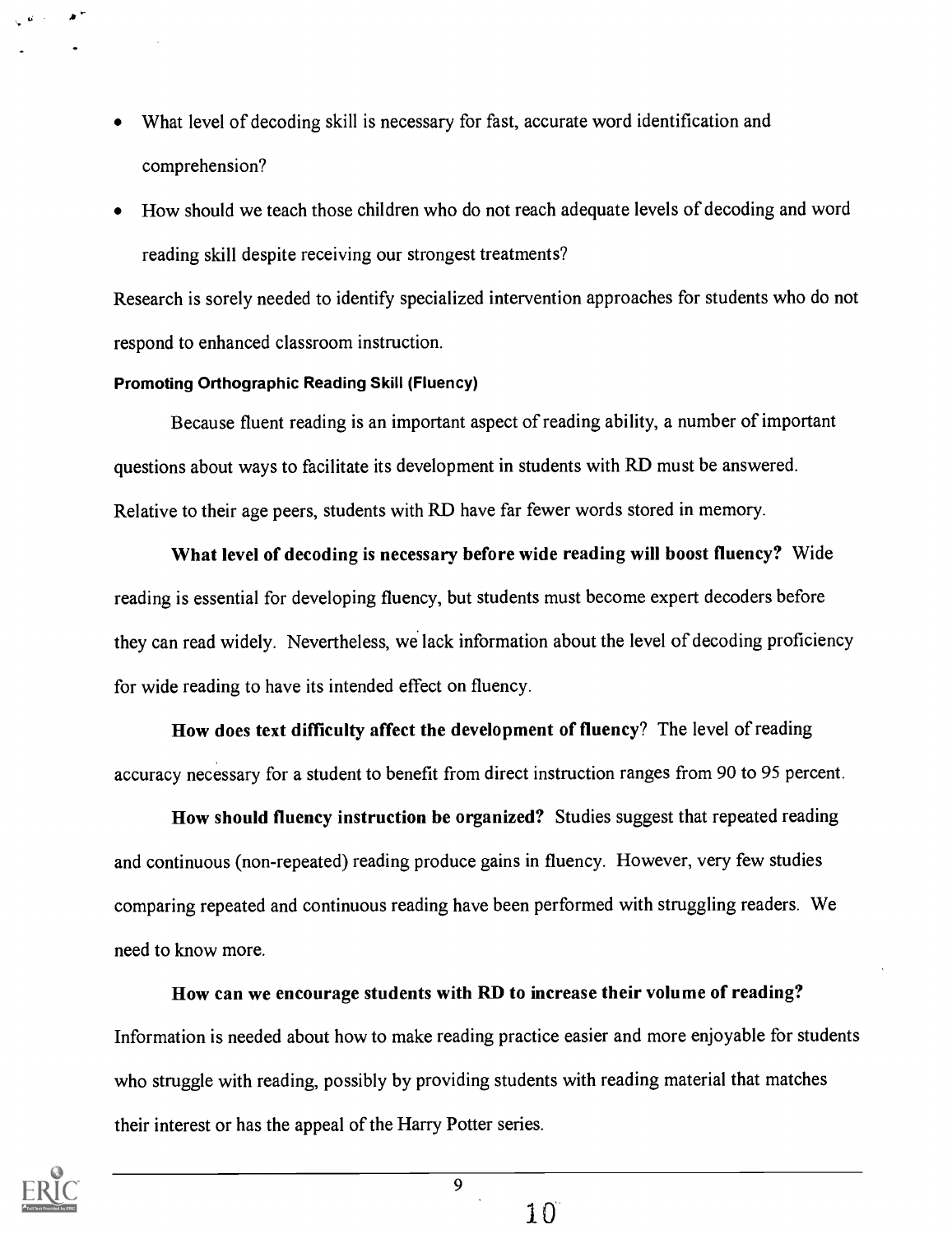- What level of decoding skill is necessary for fast, accurate word identification and comprehension?
- How should we teach those children who do not reach adequate levels of decoding and word reading skill despite receiving our strongest treatments?

Research is sorely needed to identify specialized intervention approaches for students who do not respond to enhanced classroom instruction.

### Promoting Orthographic Reading Skill (Fluency)

Because fluent reading is an important aspect of reading ability, a number of important questions about ways to facilitate its development in students with RD must be answered. Relative to their age peers, students with RD have far fewer words stored in memory.

**What level of decoding is necessary before wide reading will boost fluency?** Wide reading is essential for developing fluency, but students must become expert decoders before they can read widely. Nevertheless, we lack information about the level of decoding proficiency for wide reading to have its intended effect on fluency.

**How does text difficulty affect the development of fluency**? The level of reading accuracy necessary for a student to benefit from direct instruction ranges from 90 to 95 percent.

**How should fluency instruction be organized?** Studies suggest that repeated reading and continuous (non-repeated) reading produce gains in fluency. However, very few studies comparing repeated and continuous reading have been performed with struggling readers. We need to know more.

**How can we encourage students with RD to increase their volume of reading?** Information is needed about how to make reading practice easier and more enjoyable for students who struggle with reading, possibly by providing students with reading material that matches their interest or has the appeal of the Harry Potter series.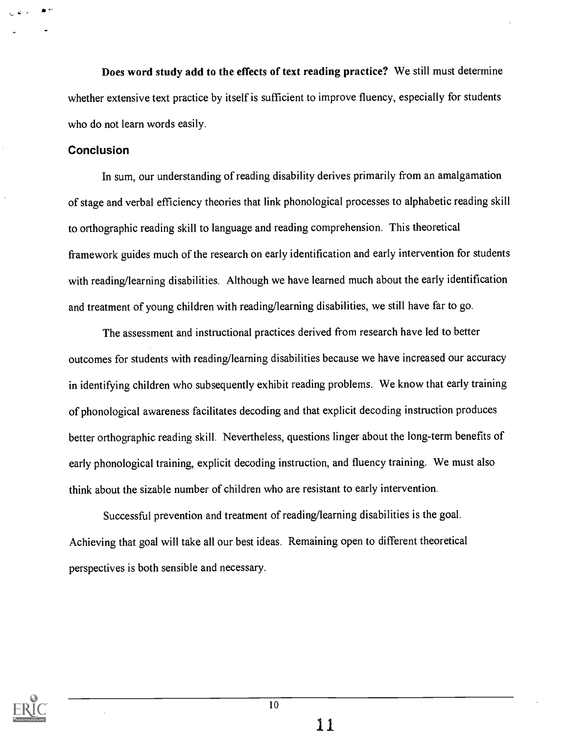**Does word study add to the effects of text reading practice?** We still must determine whether extensive text practice by itself is sufficient to improve fluency, especially for students who do not learn words easily.

## Conclusion

In sum, our understanding of reading disability derives primarily from an amalgamation of stage and verbal efficiency theories that link phonological processes to alphabetic reading skill to orthographic reading skill to language and reading comprehension. This theoretical framework guides much of the research on early identification and early intervention for students with reading/learning disabilities. Although we have learned much about the early identification and treatment of young children with reading/learning disabilities, we still have far to go.

The assessment and instructional practices derived from research have led to better outcomes for students with reading/learning disabilities because we have increased our accuracy in identifying children who subsequently exhibit reading problems. We know that early training of phonological awareness facilitates decoding and that explicit decoding instruction produces better orthographic reading skill. Nevertheless, questions linger about the long-term benefits of early phonological training, explicit decoding instruction, and fluency training. We must also think about the sizable number of children who are resistant to early intervention.

Successful prevention and treatment of reading/learning disabilities is the goal. Achieving that goal will take all our best ideas. Remaining open to different theoretical perspectives is both sensible and necessary.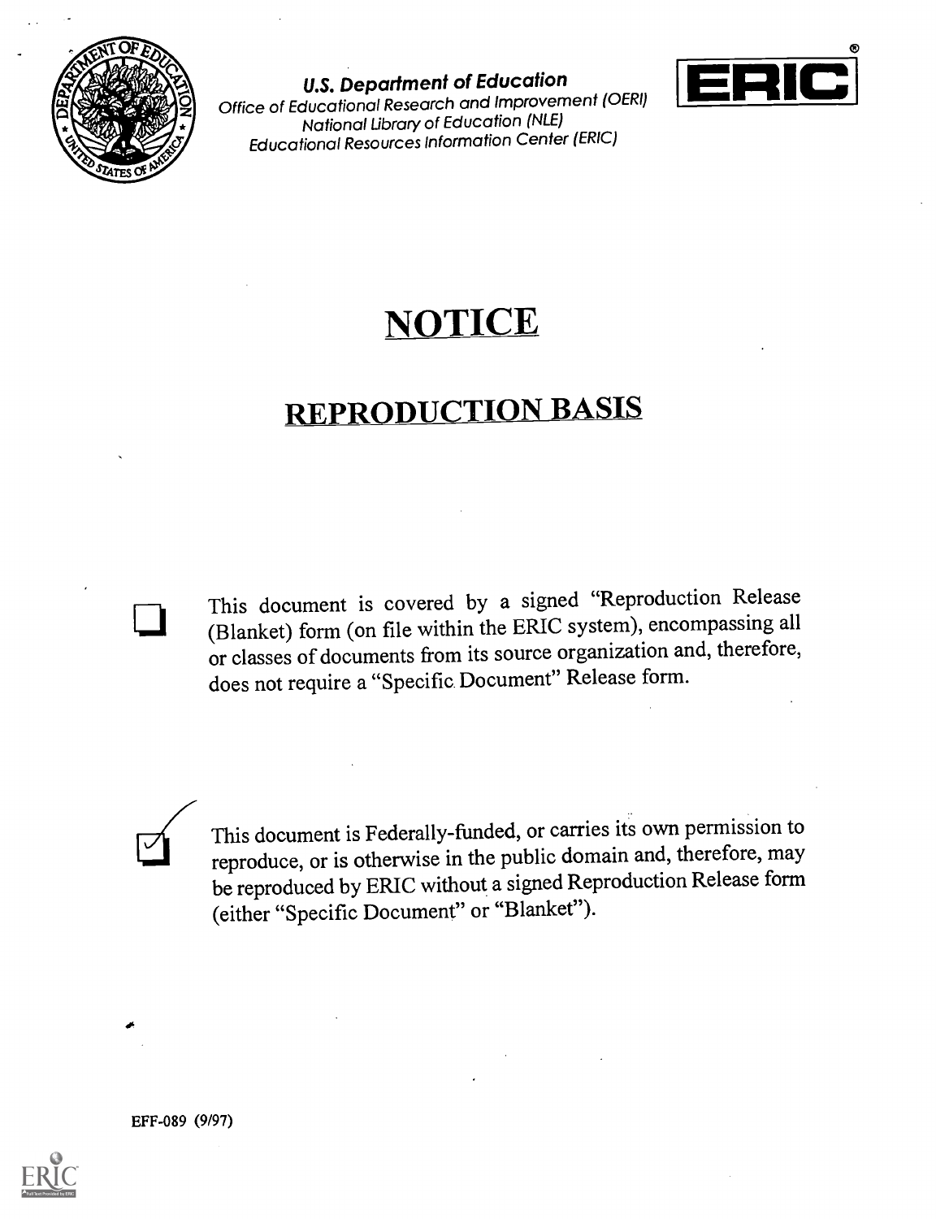U.S. Department of Education
Office of Educational Research and Improvement (OERI)
National Library of Education (NLE)
Educational Resources Information Center (ERIC)

ERIC®

# NOTICE

## REPRODUCTION BASIS

- [ ] This document is covered by a signed "Reproduction Release (Blanket) form (on file within the ERIC system), encompassing all or classes of documents from its source organization and, therefore, does not require a "Specific Document" Release form.

- [x] This document is Federally-funded, or carries its own permission to reproduce, or is otherwise in the public domain and, therefore, may be reproduced by ERIC without a signed Reproduction Release form (either "Specific Document" or "Blanket").

EFF-089 (9/97)